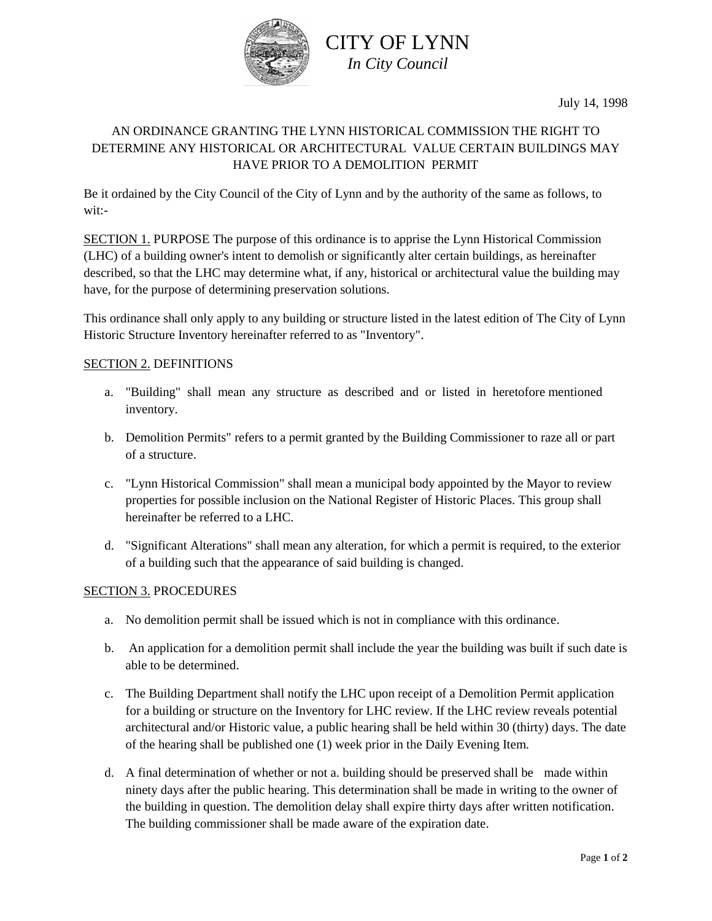# CITY OF LYNN

*In City Council*

July 14, 1998

AN ORDINANCE GRANTING THE LYNN HISTORICAL COMMISSION THE RIGHT TO DETERMINE ANY HISTORICAL OR ARCHITECTURAL VALUE CERTAIN BUILDINGS MAY HAVE PRIOR TO A DEMOLITION PERMIT

Be it ordained by the City Council of the City of Lynn and by the authority of the same as follows, to wit:-

<u>SECTION 1.</u> PURPOSE The purpose of this ordinance is to apprise the Lynn Historical Commission (LHC) of a building owner's intent to demolish or significantly alter certain buildings, as hereinafter described, so that the LHC may determine what, if any, historical or architectural value the building may have, for the purpose of determining preservation solutions.

This ordinance shall only apply to any building or structure listed in the latest edition of The City of Lynn Historic Structure Inventory hereinafter referred to as "Inventory".

<u>SECTION 2.</u> DEFINITIONS

a. "Building" shall mean any structure as described and or listed in heretofore mentioned inventory.

b. Demolition Permits" refers to a permit granted by the Building Commissioner to raze all or part of a structure.

c. "Lynn Historical Commission" shall mean a municipal body appointed by the Mayor to review properties for possible inclusion on the National Register of Historic Places. This group shall hereinafter be referred to a LHC.

d. "Significant Alterations" shall mean any alteration, for which a permit is required, to the exterior of a building such that the appearance of said building is changed.

<u>SECTION 3.</u> PROCEDURES

a. No demolition permit shall be issued which is not in compliance with this ordinance.

b. An application for a demolition permit shall include the year the building was built if such date is able to be determined.

c. The Building Department shall notify the LHC upon receipt of a Demolition Permit application for a building or structure on the Inventory for LHC review. If the LHC review reveals potential architectural and/or Historic value, a public hearing shall be held within 30 (thirty) days. The date of the hearing shall be published one (1) week prior in the Daily Evening Item.

d. A final determination of whether or not a. building should be preserved shall be made within ninety days after the public hearing. This determination shall be made in writing to the owner of the building in question. The demolition delay shall expire thirty days after written notification. The building commissioner shall be made aware of the expiration date.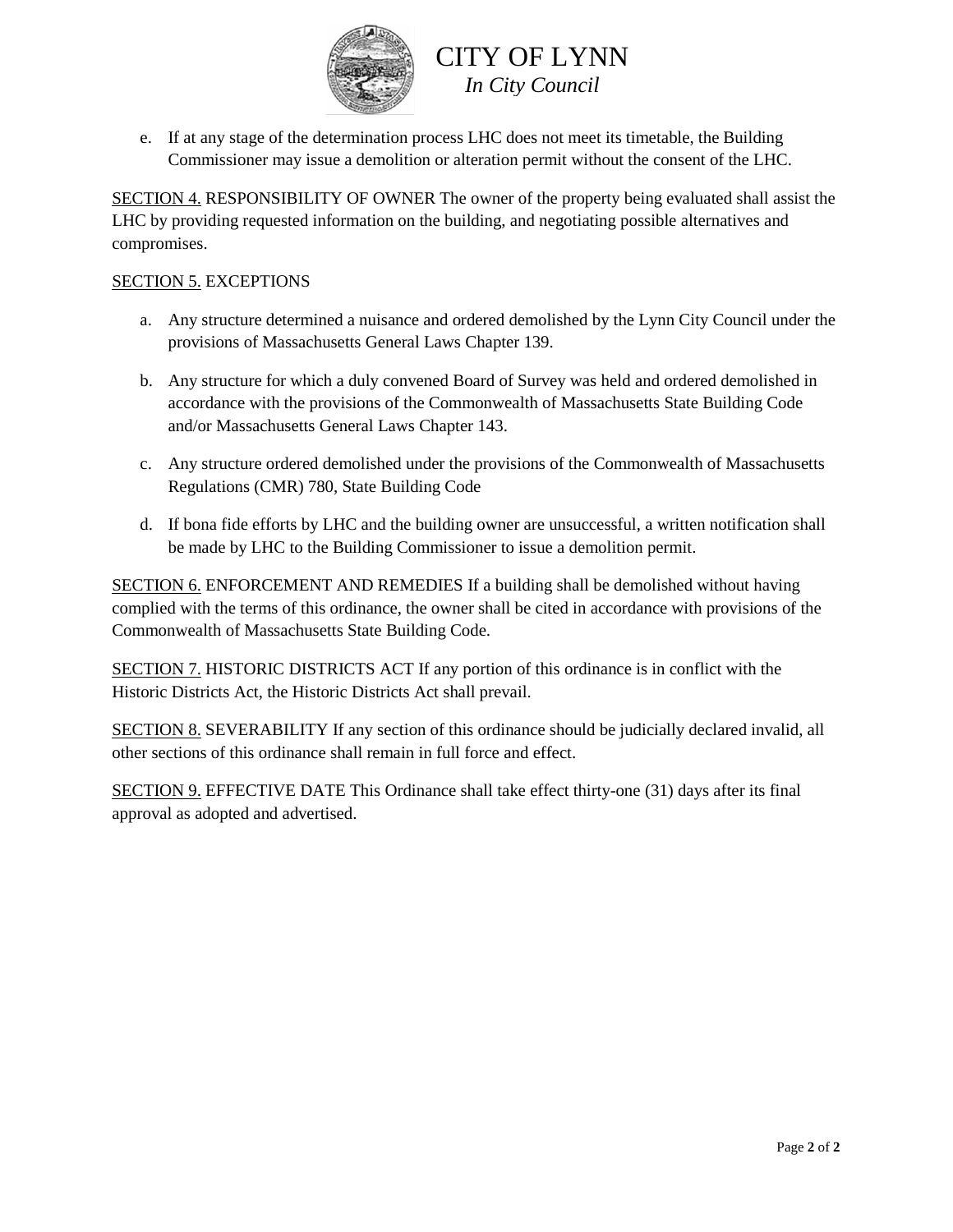e. If at any stage of the determination process LHC does not meet its timetable, the Building Commissioner may issue a demolition or alteration permit without the consent of the LHC.

SECTION 4. RESPONSIBILITY OF OWNER The owner of the property being evaluated shall assist the LHC by providing requested information on the building, and negotiating possible alternatives and compromises.

SECTION 5. EXCEPTIONS

a. Any structure determined a nuisance and ordered demolished by the Lynn City Council under the provisions of Massachusetts General Laws Chapter 139.

b. Any structure for which a duly convened Board of Survey was held and ordered demolished in accordance with the provisions of the Commonwealth of Massachusetts State Building Code and/or Massachusetts General Laws Chapter 143.

c. Any structure ordered demolished under the provisions of the Commonwealth of Massachusetts Regulations (CMR) 780, State Building Code

d. If bona fide efforts by LHC and the building owner are unsuccessful, a written notification shall be made by LHC to the Building Commissioner to issue a demolition permit.

SECTION 6. ENFORCEMENT AND REMEDIES If a building shall be demolished without having complied with the terms of this ordinance, the owner shall be cited in accordance with provisions of the Commonwealth of Massachusetts State Building Code.

SECTION 7. HISTORIC DISTRICTS ACT If any portion of this ordinance is in conflict with the Historic Districts Act, the Historic Districts Act shall prevail.

SECTION 8. SEVERABILITY If any section of this ordinance should be judicially declared invalid, all other sections of this ordinance shall remain in full force and effect.

SECTION 9. EFFECTIVE DATE This Ordinance shall take effect thirty-one (31) days after its final approval as adopted and advertised.